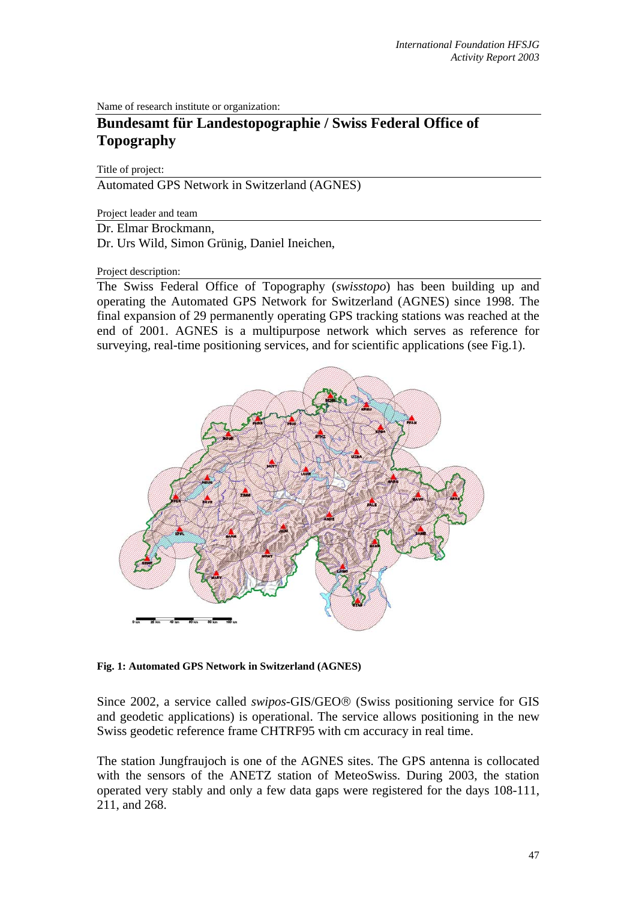Name of research institute or organization:

**Bundesamt für Landestopographie / Swiss Federal Office of Topography**

Title of project:

Automated GPS Network in Switzerland (AGNES)

Project leader and team

Dr. Elmar Brockmann,
Dr. Urs Wild, Simon Grünig, Daniel Ineichen,

Project description:

The Swiss Federal Office of Topography (*swisstopo*) has been building up and operating the Automated GPS Network for Switzerland (AGNES) since 1998. The final expansion of 29 permanently operating GPS tracking stations was reached at the end of 2001. AGNES is a multipurpose network which serves as reference for surveying, real-time positioning services, and for scientific applications (see Fig.1).

**Fig. 1: Automated GPS Network in Switzerland (AGNES)**

Since 2002, a service called *swipos*-GIS/GEO® (Swiss positioning service for GIS and geodetic applications) is operational. The service allows positioning in the new Swiss geodetic reference frame CHTRF95 with cm accuracy in real time.

The station Jungfraujoch is one of the AGNES sites. The GPS antenna is collocated with the sensors of the ANETZ station of MeteoSwiss. During 2003, the station operated very stably and only a few data gaps were registered for the days 108-111, 211, and 268.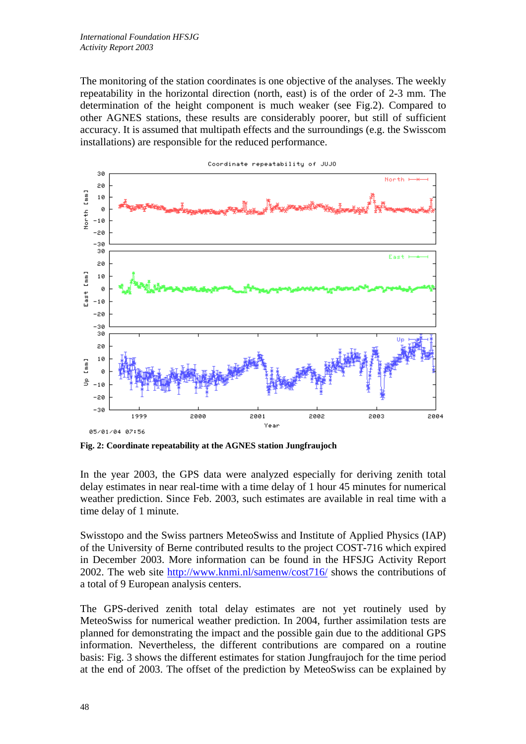The monitoring of the station coordinates is one objective of the analyses. The weekly repeatability in the horizontal direction (north, east) is of the order of 2-3 mm. The determination of the height component is much weaker (see Fig.2). Compared to other AGNES stations, these results are considerably poorer, but still of sufficient accuracy. It is assumed that multipath effects and the surroundings (e.g. the Swisscom installations) are responsible for the reduced performance.

**Fig. 2: Coordinate repeatability at the AGNES station Jungfraujoch**

In the year 2003, the GPS data were analyzed especially for deriving zenith total delay estimates in near real-time with a time delay of 1 hour 45 minutes for numerical weather prediction. Since Feb. 2003, such estimates are available in real time with a time delay of 1 minute.

Swisstopo and the Swiss partners MeteoSwiss and Institute of Applied Physics (IAP) of the University of Berne contributed results to the project COST-716 which expired in December 2003. More information can be found in the HFSJG Activity Report 2002. The web site http://www.knmi.nl/samenw/cost716/ shows the contributions of a total of 9 European analysis centers.

The GPS-derived zenith total delay estimates are not yet routinely used by MeteoSwiss for numerical weather prediction. In 2004, further assimilation tests are planned for demonstrating the impact and the possible gain due to the additional GPS information. Nevertheless, the different contributions are compared on a routine basis: Fig. 3 shows the different estimates for station Jungfraujoch for the time period at the end of 2003. The offset of the prediction by MeteoSwiss can be explained by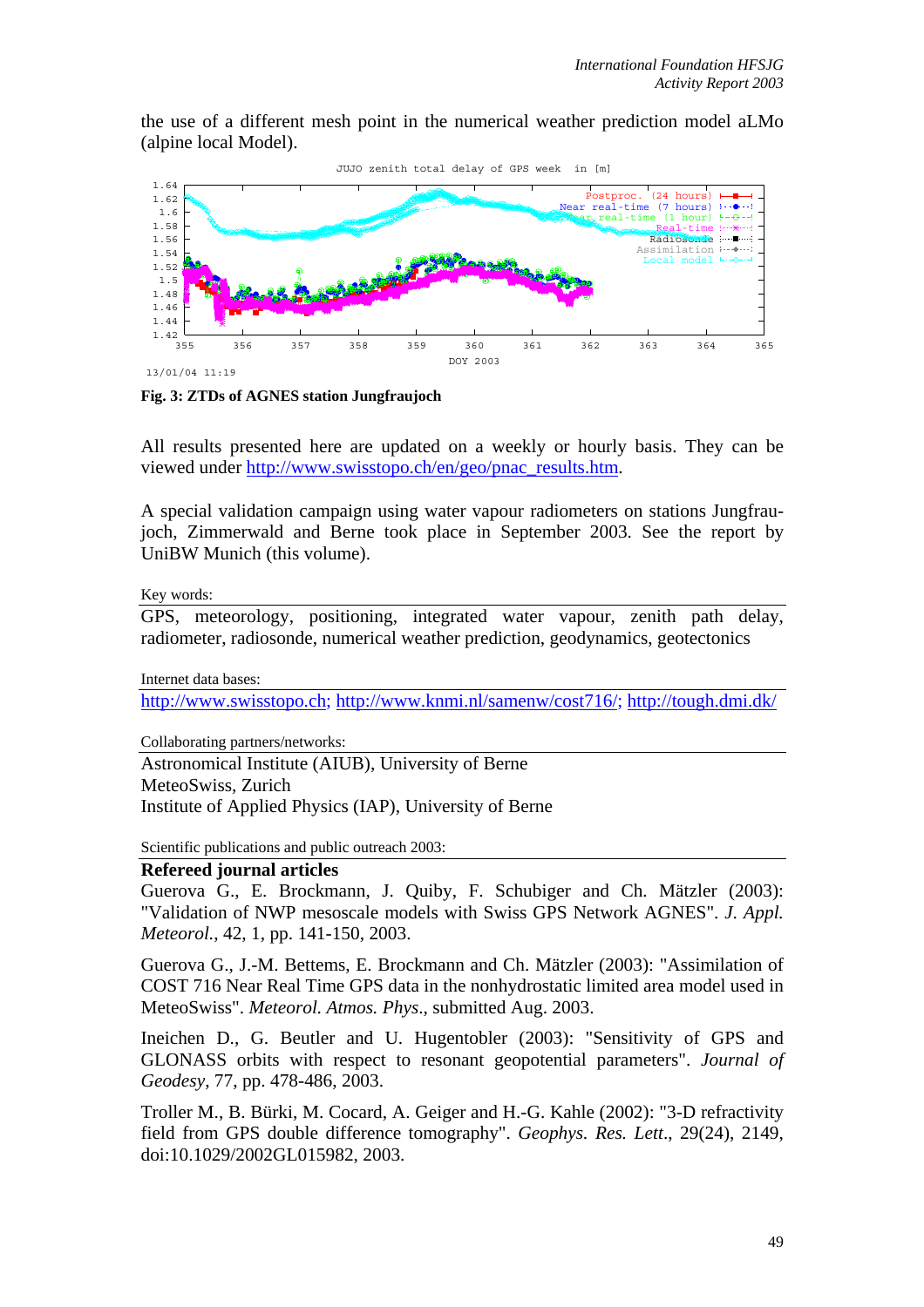the use of a different mesh point in the numerical weather prediction model aLMo (alpine local Model).

**Fig. 3: ZTDs of AGNES station Jungfraujoch**

All results presented here are updated on a weekly or hourly basis. They can be viewed under http://www.swisstopo.ch/en/geo/pnac_results.htm.

A special validation campaign using water vapour radiometers on stations Jungfraujoch, Zimmerwald and Berne took place in September 2003. See the report by UniBW Munich (this volume).

Key words:

GPS, meteorology, positioning, integrated water vapour, zenith path delay, radiometer, radiosonde, numerical weather prediction, geodynamics, geotectonics

Internet data bases:

http://www.swisstopo.ch; http://www.knmi.nl/samenw/cost716/; http://tough.dmi.dk/

Collaborating partners/networks:

Astronomical Institute (AIUB), University of Berne
MeteoSwiss, Zurich
Institute of Applied Physics (IAP), University of Berne

Scientific publications and public outreach 2003:

**Refereed journal articles**

Guerova G., E. Brockmann, J. Quiby, F. Schubiger and Ch. Mätzler (2003): "Validation of NWP mesoscale models with Swiss GPS Network AGNES". *J. Appl. Meteorol.*, 42, 1, pp. 141-150, 2003.

Guerova G., J.-M. Bettems, E. Brockmann and Ch. Mätzler (2003): "Assimilation of COST 716 Near Real Time GPS data in the nonhydrostatic limited area model used in MeteoSwiss". *Meteorol. Atmos. Phys*., submitted Aug. 2003.

Ineichen D., G. Beutler and U. Hugentobler (2003): "Sensitivity of GPS and GLONASS orbits with respect to resonant geopotential parameters". *Journal of Geodesy*, 77, pp. 478-486, 2003.

Troller M., B. Bürki, M. Cocard, A. Geiger and H.-G. Kahle (2002): "3-D refractivity field from GPS double difference tomography". *Geophys. Res. Lett*., 29(24), 2149, doi:10.1029/2002GL015982, 2003.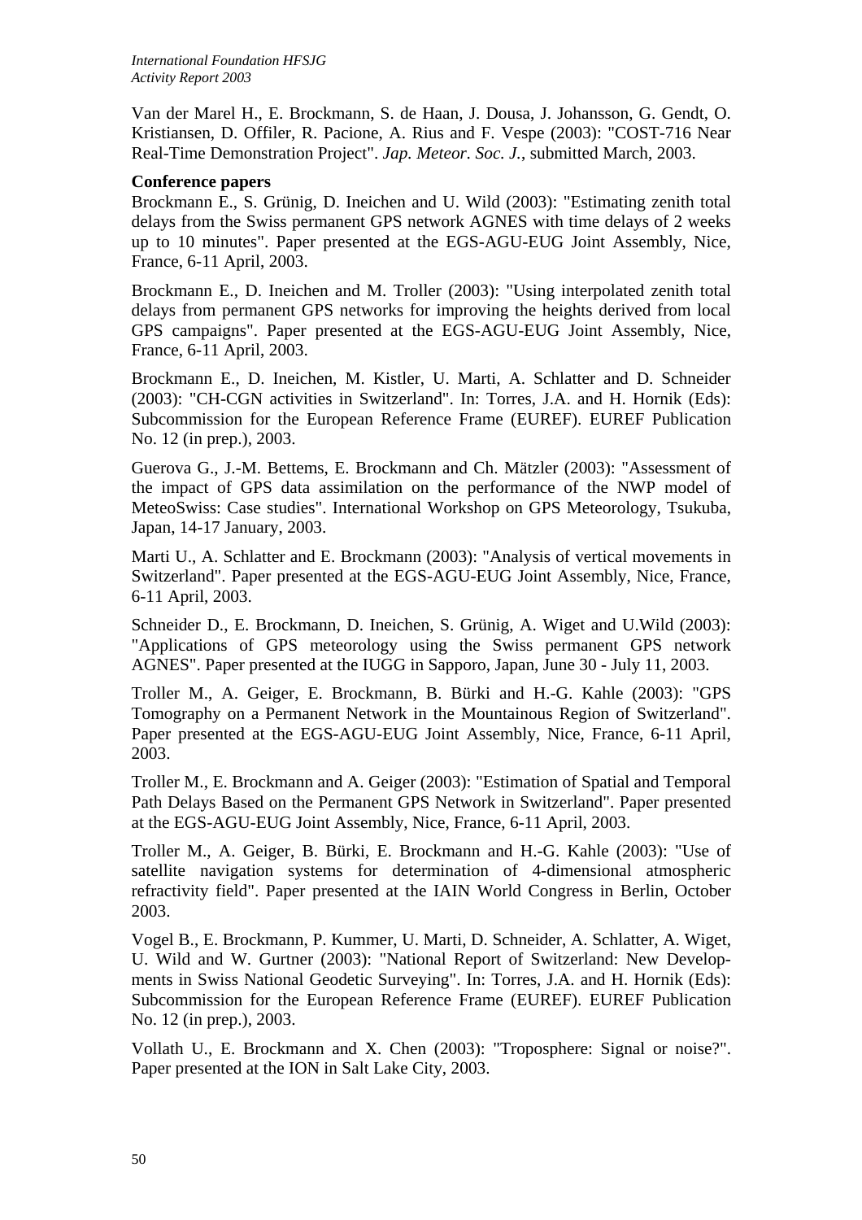Van der Marel H., E. Brockmann, S. de Haan, J. Dousa, J. Johansson, G. Gendt, O. Kristiansen, D. Offiler, R. Pacione, A. Rius and F. Vespe (2003): "COST-716 Near Real-Time Demonstration Project". *Jap. Meteor. Soc. J.*, submitted March, 2003.

**Conference papers**

Brockmann E., S. Grünig, D. Ineichen and U. Wild (2003): "Estimating zenith total delays from the Swiss permanent GPS network AGNES with time delays of 2 weeks up to 10 minutes". Paper presented at the EGS-AGU-EUG Joint Assembly, Nice, France, 6-11 April, 2003.

Brockmann E., D. Ineichen and M. Troller (2003): "Using interpolated zenith total delays from permanent GPS networks for improving the heights derived from local GPS campaigns". Paper presented at the EGS-AGU-EUG Joint Assembly, Nice, France, 6-11 April, 2003.

Brockmann E., D. Ineichen, M. Kistler, U. Marti, A. Schlatter and D. Schneider (2003): "CH-CGN activities in Switzerland". In: Torres, J.A. and H. Hornik (Eds): Subcommission for the European Reference Frame (EUREF). EUREF Publication No. 12 (in prep.), 2003.

Guerova G., J.-M. Bettems, E. Brockmann and Ch. Mätzler (2003): "Assessment of the impact of GPS data assimilation on the performance of the NWP model of MeteoSwiss: Case studies". International Workshop on GPS Meteorology, Tsukuba, Japan, 14-17 January, 2003.

Marti U., A. Schlatter and E. Brockmann (2003): "Analysis of vertical movements in Switzerland". Paper presented at the EGS-AGU-EUG Joint Assembly, Nice, France, 6-11 April, 2003.

Schneider D., E. Brockmann, D. Ineichen, S. Grünig, A. Wiget and U.Wild (2003): "Applications of GPS meteorology using the Swiss permanent GPS network AGNES". Paper presented at the IUGG in Sapporo, Japan, June 30 - July 11, 2003.

Troller M., A. Geiger, E. Brockmann, B. Bürki and H.-G. Kahle (2003): "GPS Tomography on a Permanent Network in the Mountainous Region of Switzerland". Paper presented at the EGS-AGU-EUG Joint Assembly, Nice, France, 6-11 April, 2003.

Troller M., E. Brockmann and A. Geiger (2003): "Estimation of Spatial and Temporal Path Delays Based on the Permanent GPS Network in Switzerland". Paper presented at the EGS-AGU-EUG Joint Assembly, Nice, France, 6-11 April, 2003.

Troller M., A. Geiger, B. Bürki, E. Brockmann and H.-G. Kahle (2003): "Use of satellite navigation systems for determination of 4-dimensional atmospheric refractivity field". Paper presented at the IAIN World Congress in Berlin, October 2003.

Vogel B., E. Brockmann, P. Kummer, U. Marti, D. Schneider, A. Schlatter, A. Wiget, U. Wild and W. Gurtner (2003): "National Report of Switzerland: New Developments in Swiss National Geodetic Surveying". In: Torres, J.A. and H. Hornik (Eds): Subcommission for the European Reference Frame (EUREF). EUREF Publication No. 12 (in prep.), 2003.

Vollath U., E. Brockmann and X. Chen (2003): "Troposphere: Signal or noise?". Paper presented at the ION in Salt Lake City, 2003.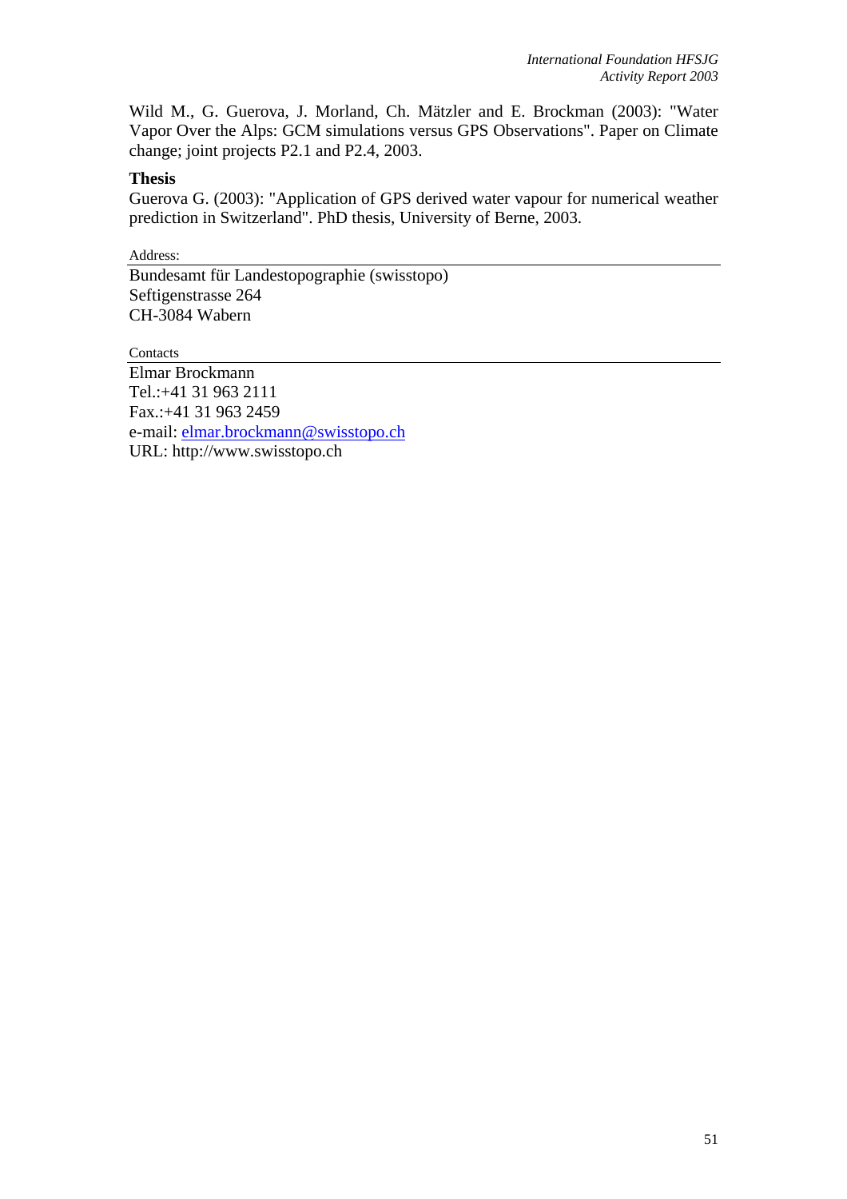Wild M., G. Guerova, J. Morland, Ch. Mätzler and E. Brockman (2003): "Water Vapor Over the Alps: GCM simulations versus GPS Observations". Paper on Climate change; joint projects P2.1 and P2.4, 2003.

**Thesis**

Guerova G. (2003): "Application of GPS derived water vapour for numerical weather prediction in Switzerland". PhD thesis, University of Berne, 2003.

Address:

Bundesamt für Landestopographie (swisstopo)
Seftigenstrasse 264
CH-3084 Wabern

Contacts

Elmar Brockmann
Tel.:+41 31 963 2111
Fax.:+41 31 963 2459
e-mail: elmar.brockmann@swisstopo.ch
URL: http://www.swisstopo.ch